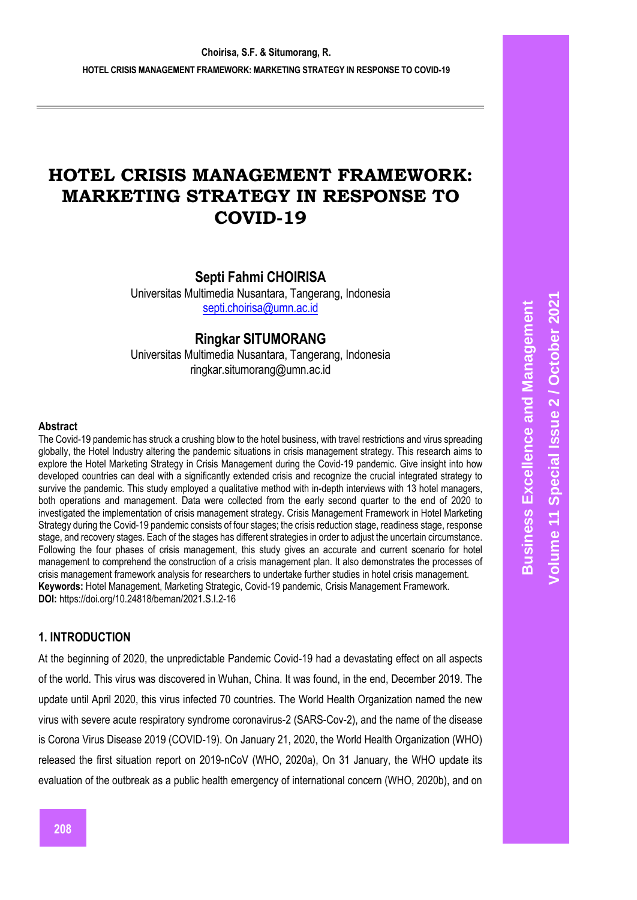# HOTEL CRISIS MANAGEMENT FRAMEWORK: MARKETING STRATEGY IN RESPONSE TO COVID-19

**Septi Fahmi CHOIRISA**
Universitas Multimedia Nusantara, Tangerang, Indonesia
septi.choirisa@umn.ac.id

**Ringkar SITUMORANG**
Universitas Multimedia Nusantara, Tangerang, Indonesia
ringkar.situmorang@umn.ac.id

### Abstract

The Covid-19 pandemic has struck a crushing blow to the hotel business, with travel restrictions and virus spreading globally, the Hotel Industry altering the pandemic situations in crisis management strategy. This research aims to explore the Hotel Marketing Strategy in Crisis Management during the Covid-19 pandemic. Give insight into how developed countries can deal with a significantly extended crisis and recognize the crucial integrated strategy to survive the pandemic. This study employed a qualitative method with in-depth interviews with 13 hotel managers, both operations and management. Data were collected from the early second quarter to the end of 2020 to investigated the implementation of crisis management strategy. Crisis Management Framework in Hotel Marketing Strategy during the Covid-19 pandemic consists of four stages; the crisis reduction stage, readiness stage, response stage, and recovery stages. Each of the stages has different strategies in order to adjust the uncertain circumstance. Following the four phases of crisis management, this study gives an accurate and current scenario for hotel management to comprehend the construction of a crisis management plan. It also demonstrates the processes of crisis management framework analysis for researchers to undertake further studies in hotel crisis management.

**Keywords:** Hotel Management, Marketing Strategic, Covid-19 pandemic, Crisis Management Framework.

**DOI:** https://doi.org/10.24818/beman/2021.S.I.2-16

## 1. INTRODUCTION

At the beginning of 2020, the unpredictable Pandemic Covid-19 had a devastating effect on all aspects of the world. This virus was discovered in Wuhan, China. It was found, in the end, December 2019. The update until April 2020, this virus infected 70 countries. The World Health Organization named the new virus with severe acute respiratory syndrome coronavirus-2 (SARS-Cov-2), and the name of the disease is Corona Virus Disease 2019 (COVID-19). On January 21, 2020, the World Health Organization (WHO) released the first situation report on 2019-nCoV (WHO, 2020a), On 31 January, the WHO update its evaluation of the outbreak as a public health emergency of international concern (WHO, 2020b), and on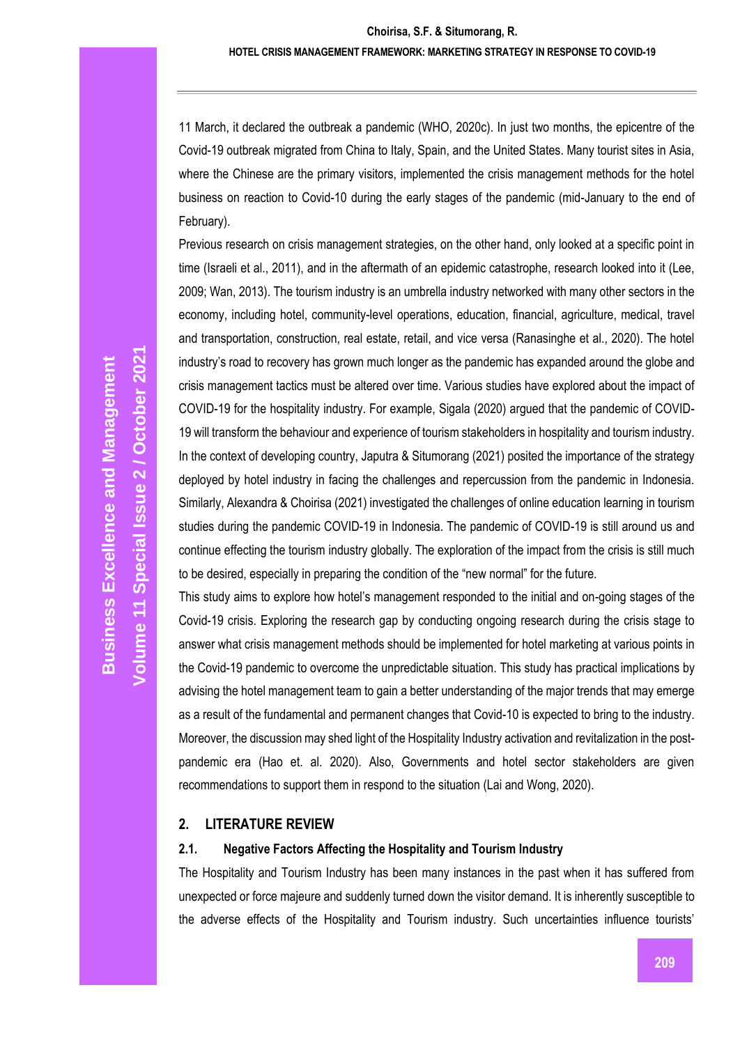11 March, it declared the outbreak a pandemic (WHO, 2020c). In just two months, the epicentre of the Covid-19 outbreak migrated from China to Italy, Spain, and the United States. Many tourist sites in Asia, where the Chinese are the primary visitors, implemented the crisis management methods for the hotel business on reaction to Covid-10 during the early stages of the pandemic (mid-January to the end of February).

Previous research on crisis management strategies, on the other hand, only looked at a specific point in time (Israeli et al., 2011), and in the aftermath of an epidemic catastrophe, research looked into it (Lee, 2009; Wan, 2013). The tourism industry is an umbrella industry networked with many other sectors in the economy, including hotel, community-level operations, education, financial, agriculture, medical, travel and transportation, construction, real estate, retail, and vice versa (Ranasinghe et al., 2020). The hotel industry's road to recovery has grown much longer as the pandemic has expanded around the globe and crisis management tactics must be altered over time. Various studies have explored about the impact of COVID-19 for the hospitality industry. For example, Sigala (2020) argued that the pandemic of COVID-19 will transform the behaviour and experience of tourism stakeholders in hospitality and tourism industry. In the context of developing country, Japutra & Situmorang (2021) posited the importance of the strategy deployed by hotel industry in facing the challenges and repercussion from the pandemic in Indonesia. Similarly, Alexandra & Choirisa (2021) investigated the challenges of online education learning in tourism studies during the pandemic COVID-19 in Indonesia. The pandemic of COVID-19 is still around us and continue effecting the tourism industry globally. The exploration of the impact from the crisis is still much to be desired, especially in preparing the condition of the "new normal" for the future.

This study aims to explore how hotel's management responded to the initial and on-going stages of the Covid-19 crisis. Exploring the research gap by conducting ongoing research during the crisis stage to answer what crisis management methods should be implemented for hotel marketing at various points in the Covid-19 pandemic to overcome the unpredictable situation. This study has practical implications by advising the hotel management team to gain a better understanding of the major trends that may emerge as a result of the fundamental and permanent changes that Covid-10 is expected to bring to the industry. Moreover, the discussion may shed light of the Hospitality Industry activation and revitalization in the post-pandemic era (Hao et. al. 2020). Also, Governments and hotel sector stakeholders are given recommendations to support them in respond to the situation (Lai and Wong, 2020).

## 2. LITERATURE REVIEW

### 2.1. Negative Factors Affecting the Hospitality and Tourism Industry

The Hospitality and Tourism Industry has been many instances in the past when it has suffered from unexpected or force majeure and suddenly turned down the visitor demand. It is inherently susceptible to the adverse effects of the Hospitality and Tourism industry. Such uncertainties influence tourists'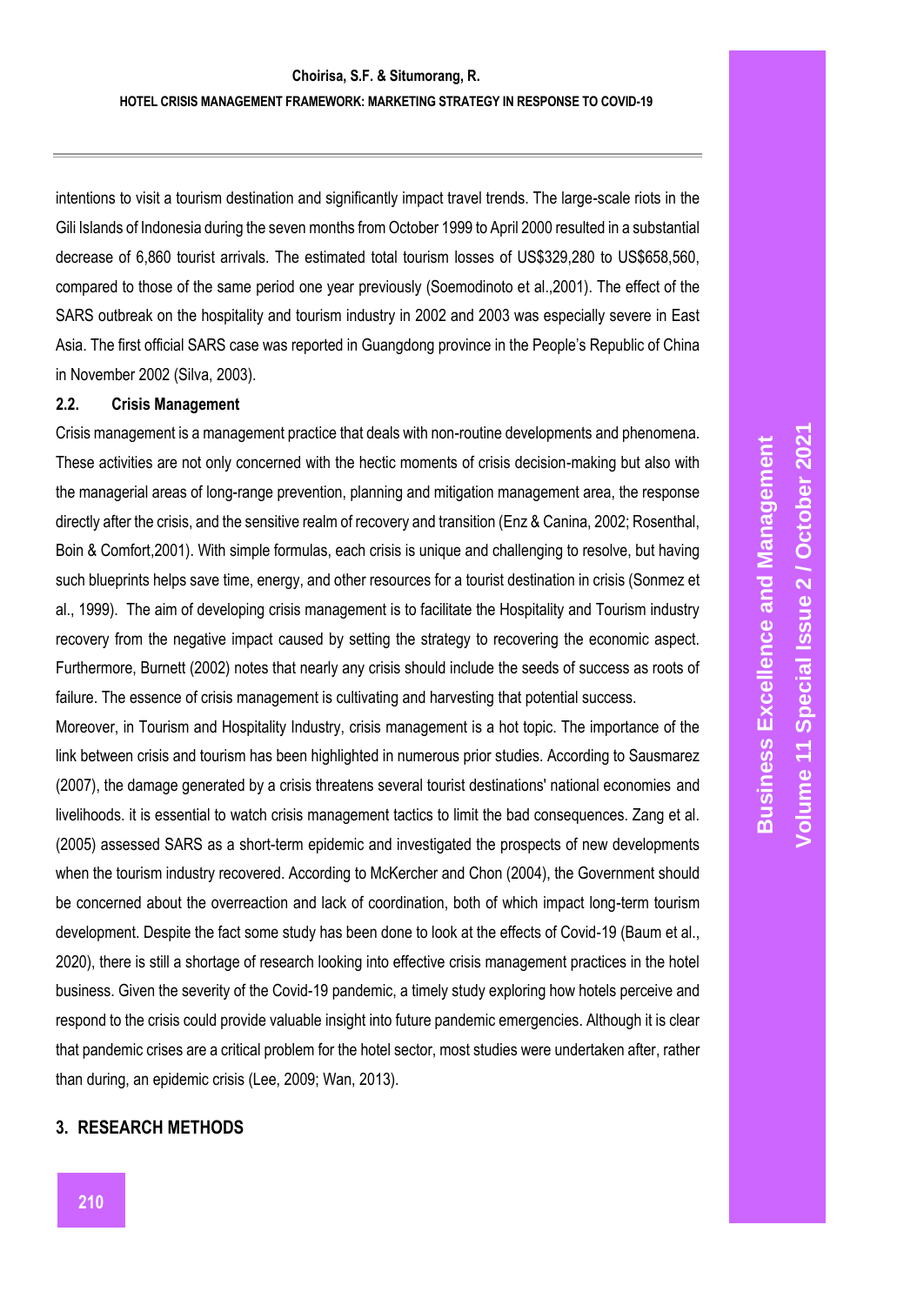intentions to visit a tourism destination and significantly impact travel trends. The large-scale riots in the Gili Islands of Indonesia during the seven months from October 1999 to April 2000 resulted in a substantial decrease of 6,860 tourist arrivals. The estimated total tourism losses of US$329,280 to US$658,560, compared to those of the same period one year previously (Soemodinoto et al.,2001). The effect of the SARS outbreak on the hospitality and tourism industry in 2002 and 2003 was especially severe in East Asia. The first official SARS case was reported in Guangdong province in the People's Republic of China in November 2002 (Silva, 2003).

### 2.2. Crisis Management

Crisis management is a management practice that deals with non-routine developments and phenomena. These activities are not only concerned with the hectic moments of crisis decision-making but also with the managerial areas of long-range prevention, planning and mitigation management area, the response directly after the crisis, and the sensitive realm of recovery and transition (Enz & Canina, 2002; Rosenthal, Boin & Comfort,2001). With simple formulas, each crisis is unique and challenging to resolve, but having such blueprints helps save time, energy, and other resources for a tourist destination in crisis (Sonmez et al., 1999). The aim of developing crisis management is to facilitate the Hospitality and Tourism industry recovery from the negative impact caused by setting the strategy to recovering the economic aspect. Furthermore, Burnett (2002) notes that nearly any crisis should include the seeds of success as roots of failure. The essence of crisis management is cultivating and harvesting that potential success.

Moreover, in Tourism and Hospitality Industry, crisis management is a hot topic. The importance of the link between crisis and tourism has been highlighted in numerous prior studies. According to Sausmarez (2007), the damage generated by a crisis threatens several tourist destinations' national economies and livelihoods. it is essential to watch crisis management tactics to limit the bad consequences. Zang et al. (2005) assessed SARS as a short-term epidemic and investigated the prospects of new developments when the tourism industry recovered. According to McKercher and Chon (2004), the Government should be concerned about the overreaction and lack of coordination, both of which impact long-term tourism development. Despite the fact some study has been done to look at the effects of Covid-19 (Baum et al., 2020), there is still a shortage of research looking into effective crisis management practices in the hotel business. Given the severity of the Covid-19 pandemic, a timely study exploring how hotels perceive and respond to the crisis could provide valuable insight into future pandemic emergencies. Although it is clear that pandemic crises are a critical problem for the hotel sector, most studies were undertaken after, rather than during, an epidemic crisis (Lee, 2009; Wan, 2013).

## 3. RESEARCH METHODS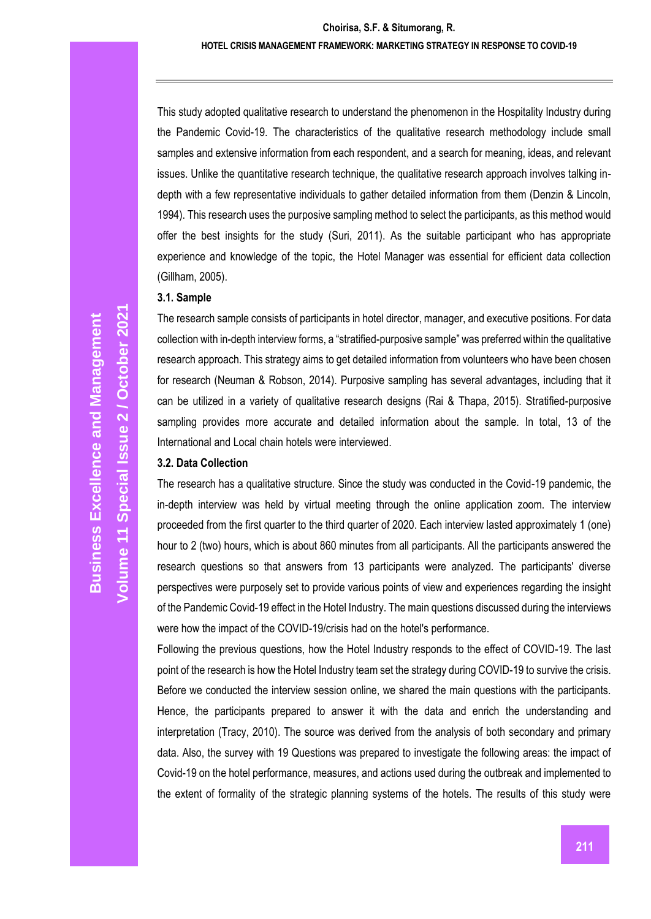This study adopted qualitative research to understand the phenomenon in the Hospitality Industry during the Pandemic Covid-19. The characteristics of the qualitative research methodology include small samples and extensive information from each respondent, and a search for meaning, ideas, and relevant issues. Unlike the quantitative research technique, the qualitative research approach involves talking in-depth with a few representative individuals to gather detailed information from them (Denzin & Lincoln, 1994). This research uses the purposive sampling method to select the participants, as this method would offer the best insights for the study (Suri, 2011). As the suitable participant who has appropriate experience and knowledge of the topic, the Hotel Manager was essential for efficient data collection (Gillham, 2005).

### 3.1. Sample

The research sample consists of participants in hotel director, manager, and executive positions. For data collection with in-depth interview forms, a "stratified-purposive sample" was preferred within the qualitative research approach. This strategy aims to get detailed information from volunteers who have been chosen for research (Neuman & Robson, 2014). Purposive sampling has several advantages, including that it can be utilized in a variety of qualitative research designs (Rai & Thapa, 2015). Stratified-purposive sampling provides more accurate and detailed information about the sample. In total, 13 of the International and Local chain hotels were interviewed.

### 3.2. Data Collection

The research has a qualitative structure. Since the study was conducted in the Covid-19 pandemic, the in-depth interview was held by virtual meeting through the online application zoom. The interview proceeded from the first quarter to the third quarter of 2020. Each interview lasted approximately 1 (one) hour to 2 (two) hours, which is about 860 minutes from all participants. All the participants answered the research questions so that answers from 13 participants were analyzed. The participants' diverse perspectives were purposely set to provide various points of view and experiences regarding the insight of the Pandemic Covid-19 effect in the Hotel Industry. The main questions discussed during the interviews were how the impact of the COVID-19/crisis had on the hotel's performance.

Following the previous questions, how the Hotel Industry responds to the effect of COVID-19. The last point of the research is how the Hotel Industry team set the strategy during COVID-19 to survive the crisis. Before we conducted the interview session online, we shared the main questions with the participants. Hence, the participants prepared to answer it with the data and enrich the understanding and interpretation (Tracy, 2010). The source was derived from the analysis of both secondary and primary data. Also, the survey with 19 Questions was prepared to investigate the following areas: the impact of Covid-19 on the hotel performance, measures, and actions used during the outbreak and implemented to the extent of formality of the strategic planning systems of the hotels. The results of this study were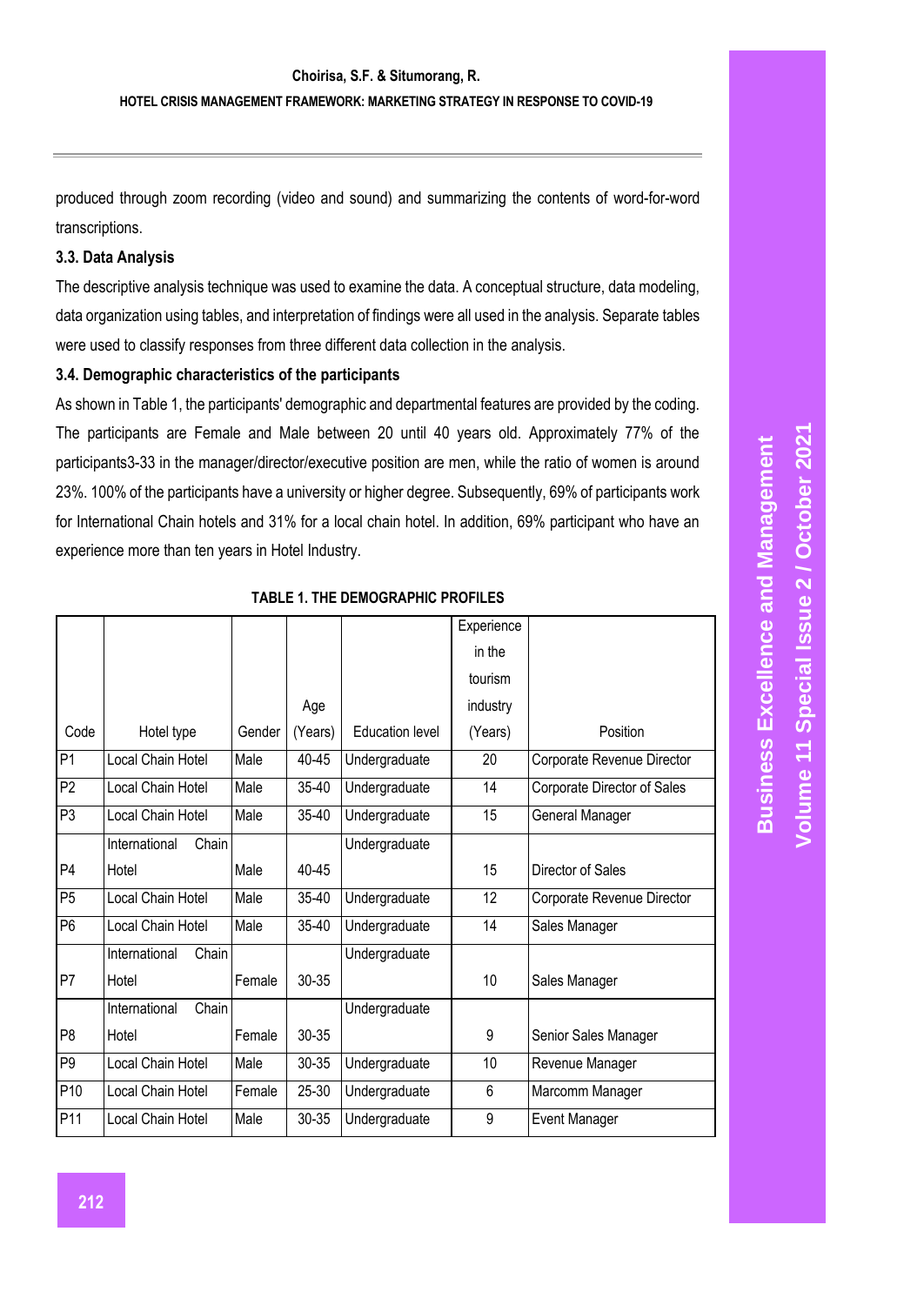produced through zoom recording (video and sound) and summarizing the contents of word-for-word transcriptions.

### 3.3. Data Analysis

The descriptive analysis technique was used to examine the data. A conceptual structure, data modeling, data organization using tables, and interpretation of findings were all used in the analysis. Separate tables were used to classify responses from three different data collection in the analysis.

### 3.4. Demographic characteristics of the participants

As shown in Table 1, the participants' demographic and departmental features are provided by the coding. The participants are Female and Male between 20 until 40 years old. Approximately 77% of the participants3-33 in the manager/director/executive position are men, while the ratio of women is around 23%. 100% of the participants have a university or higher degree. Subsequently, 69% of participants work for International Chain hotels and 31% for a local chain hotel. In addition, 69% participant who have an experience more than ten years in Hotel Industry.

**TABLE 1. THE DEMOGRAPHIC PROFILES**

| Code | Hotel type | Gender | Age (Years) | Education level | Experience in the tourism industry (Years) | Position |
|---|---|---|---|---|---|---|
| P1 | Local Chain Hotel | Male | 40-45 | Undergraduate | 20 | Corporate Revenue Director |
| P2 | Local Chain Hotel | Male | 35-40 | Undergraduate | 14 | Corporate Director of Sales |
| P3 | Local Chain Hotel | Male | 35-40 | Undergraduate | 15 | General Manager |
| P4 | International Chain Hotel | Male | 40-45 | Undergraduate | 15 | Director of Sales |
| P5 | Local Chain Hotel | Male | 35-40 | Undergraduate | 12 | Corporate Revenue Director |
| P6 | Local Chain Hotel | Male | 35-40 | Undergraduate | 14 | Sales Manager |
| P7 | International Chain Hotel | Female | 30-35 | Undergraduate | 10 | Sales Manager |
| P8 | International Chain Hotel | Female | 30-35 | Undergraduate | 9 | Senior Sales Manager |
| P9 | Local Chain Hotel | Male | 30-35 | Undergraduate | 10 | Revenue Manager |
| P10 | Local Chain Hotel | Female | 25-30 | Undergraduate | 6 | Marcomm Manager |
| P11 | Local Chain Hotel | Male | 30-35 | Undergraduate | 9 | Event Manager |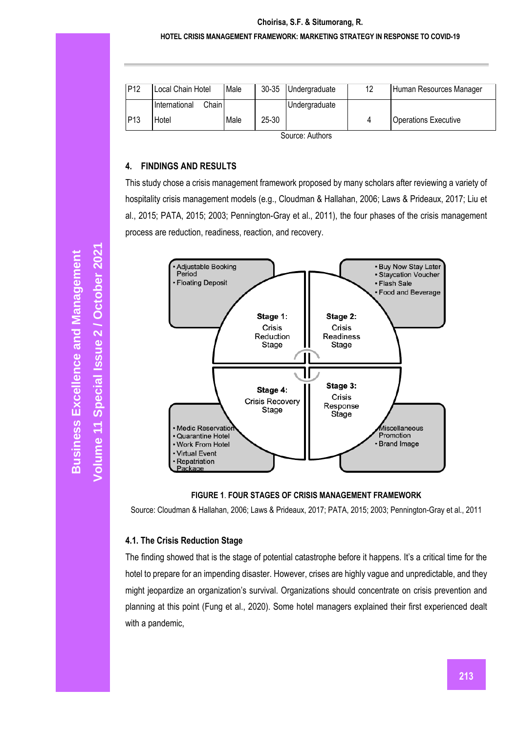| P12 | Local Chain Hotel | Male | 30-35 | Undergraduate | 12 | Human Resources Manager |
|---|---|---|---|---|---|---|
| P13 | International Chain Hotel | Male | 25-30 | Undergraduate | 4 | Operations Executive |

Source: Authors

## 4. FINDINGS AND RESULTS

This study chose a crisis management framework proposed by many scholars after reviewing a variety of hospitality crisis management models (e.g., Cloudman & Hallahan, 2006; Laws & Prideaux, 2017; Liu et al., 2015; PATA, 2015; 2003; Pennington-Gray et al., 2011), the four phases of the crisis management process are reduction, readiness, reaction, and recovery.

- Adjustable Booking Period
- Floating Deposit

**Stage 1:** Crisis Reduction Stage

- Buy Now Stay Later
- Staycation Voucher
- Flash Sale
- Food and Beverage

**Stage 2:** Crisis Readiness Stage

**Stage 4:** Crisis Recovery Stage

- Medic Reservation
- Quarantine Hotel
- Work From Hotel
- Virtual Event
- Repatriation Package

**Stage 3:** Crisis Response Stage

- Miscellaneous Promotion
- Brand Image

**FIGURE 1. FOUR STAGES OF CRISIS MANAGEMENT FRAMEWORK**

Source: Cloudman & Hallahan, 2006; Laws & Prideaux, 2017; PATA, 2015; 2003; Pennington-Gray et al., 2011

### 4.1. The Crisis Reduction Stage

The finding showed that is the stage of potential catastrophe before it happens. It's a critical time for the hotel to prepare for an impending disaster. However, crises are highly vague and unpredictable, and they might jeopardize an organization's survival. Organizations should concentrate on crisis prevention and planning at this point (Fung et al., 2020). Some hotel managers explained their first experienced dealt with a pandemic,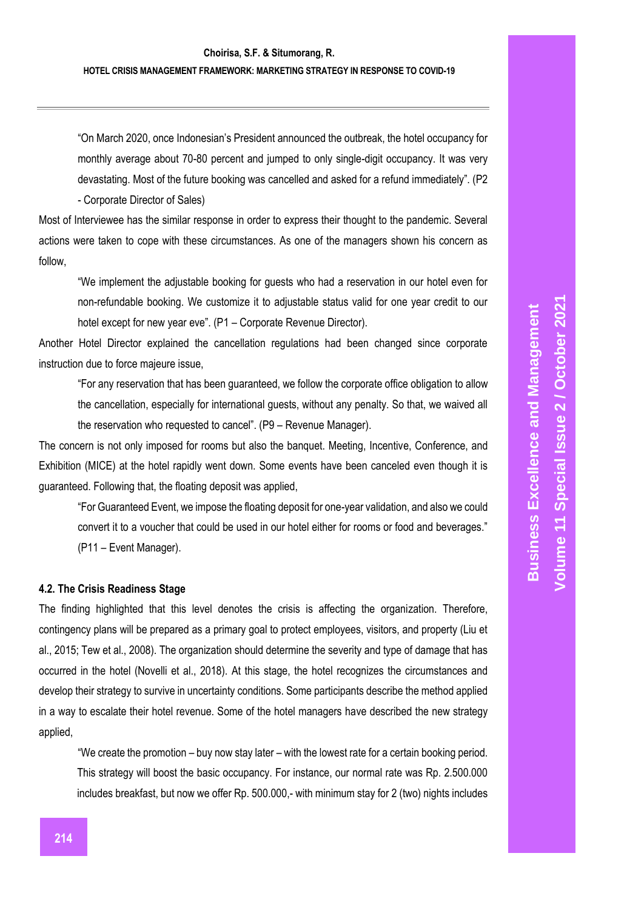> "On March 2020, once Indonesian's President announced the outbreak, the hotel occupancy for monthly average about 70-80 percent and jumped to only single-digit occupancy. It was very devastating. Most of the future booking was cancelled and asked for a refund immediately". (P2 - Corporate Director of Sales)

Most of Interviewee has the similar response in order to express their thought to the pandemic. Several actions were taken to cope with these circumstances. As one of the managers shown his concern as follow,

> "We implement the adjustable booking for guests who had a reservation in our hotel even for non-refundable booking. We customize it to adjustable status valid for one year credit to our hotel except for new year eve". (P1 – Corporate Revenue Director).

Another Hotel Director explained the cancellation regulations had been changed since corporate instruction due to force majeure issue,

> "For any reservation that has been guaranteed, we follow the corporate office obligation to allow the cancellation, especially for international guests, without any penalty. So that, we waived all the reservation who requested to cancel". (P9 – Revenue Manager).

The concern is not only imposed for rooms but also the banquet. Meeting, Incentive, Conference, and Exhibition (MICE) at the hotel rapidly went down. Some events have been canceled even though it is guaranteed. Following that, the floating deposit was applied,

> "For Guaranteed Event, we impose the floating deposit for one-year validation, and also we could convert it to a voucher that could be used in our hotel either for rooms or food and beverages." (P11 – Event Manager).

### 4.2. The Crisis Readiness Stage

The finding highlighted that this level denotes the crisis is affecting the organization. Therefore, contingency plans will be prepared as a primary goal to protect employees, visitors, and property (Liu et al., 2015; Tew et al., 2008). The organization should determine the severity and type of damage that has occurred in the hotel (Novelli et al., 2018). At this stage, the hotel recognizes the circumstances and develop their strategy to survive in uncertainty conditions. Some participants describe the method applied in a way to escalate their hotel revenue. Some of the hotel managers have described the new strategy applied,

> "We create the promotion – buy now stay later – with the lowest rate for a certain booking period. This strategy will boost the basic occupancy. For instance, our normal rate was Rp. 2.500.000 includes breakfast, but now we offer Rp. 500.000,- with minimum stay for 2 (two) nights includes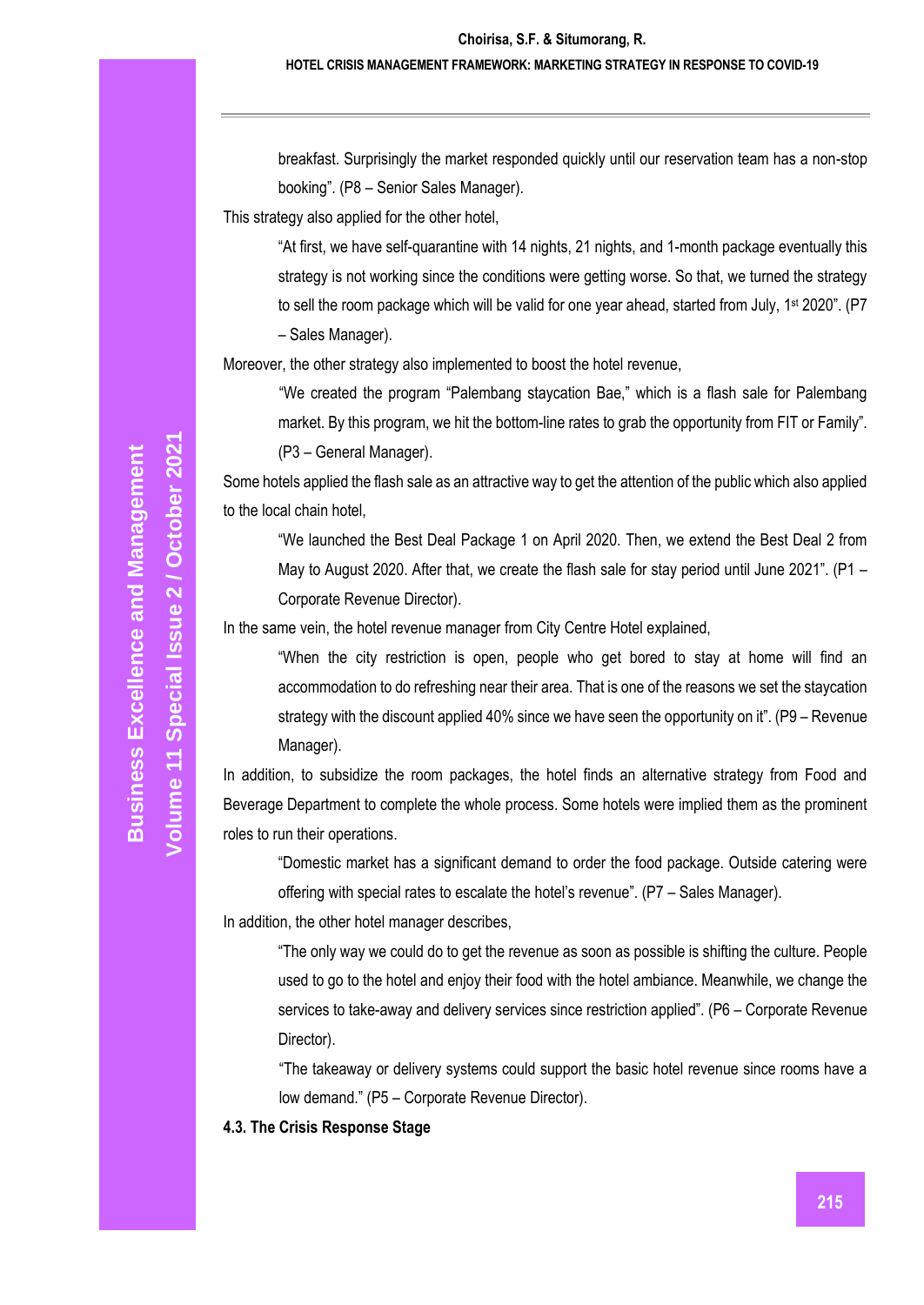> breakfast. Surprisingly the market responded quickly until our reservation team has a non-stop booking". (P8 – Senior Sales Manager).

This strategy also applied for the other hotel,

> "At first, we have self-quarantine with 14 nights, 21 nights, and 1-month package eventually this strategy is not working since the conditions were getting worse. So that, we turned the strategy to sell the room package which will be valid for one year ahead, started from July, 1st 2020". (P7 – Sales Manager).

Moreover, the other strategy also implemented to boost the hotel revenue,

> "We created the program "Palembang staycation Bae," which is a flash sale for Palembang market. By this program, we hit the bottom-line rates to grab the opportunity from FIT or Family". (P3 – General Manager).

Some hotels applied the flash sale as an attractive way to get the attention of the public which also applied to the local chain hotel,

> "We launched the Best Deal Package 1 on April 2020. Then, we extend the Best Deal 2 from May to August 2020. After that, we create the flash sale for stay period until June 2021". (P1 – Corporate Revenue Director).

In the same vein, the hotel revenue manager from City Centre Hotel explained,

> "When the city restriction is open, people who get bored to stay at home will find an accommodation to do refreshing near their area. That is one of the reasons we set the staycation strategy with the discount applied 40% since we have seen the opportunity on it". (P9 – Revenue Manager).

In addition, to subsidize the room packages, the hotel finds an alternative strategy from Food and Beverage Department to complete the whole process. Some hotels were implied them as the prominent roles to run their operations.

> "Domestic market has a significant demand to order the food package. Outside catering were offering with special rates to escalate the hotel's revenue". (P7 – Sales Manager).

In addition, the other hotel manager describes,

> "The only way we could do to get the revenue as soon as possible is shifting the culture. People used to go to the hotel and enjoy their food with the hotel ambiance. Meanwhile, we change the services to take-away and delivery services since restriction applied". (P6 – Corporate Revenue Director).
>
> "The takeaway or delivery systems could support the basic hotel revenue since rooms have a low demand." (P5 – Corporate Revenue Director).

### 4.3. The Crisis Response Stage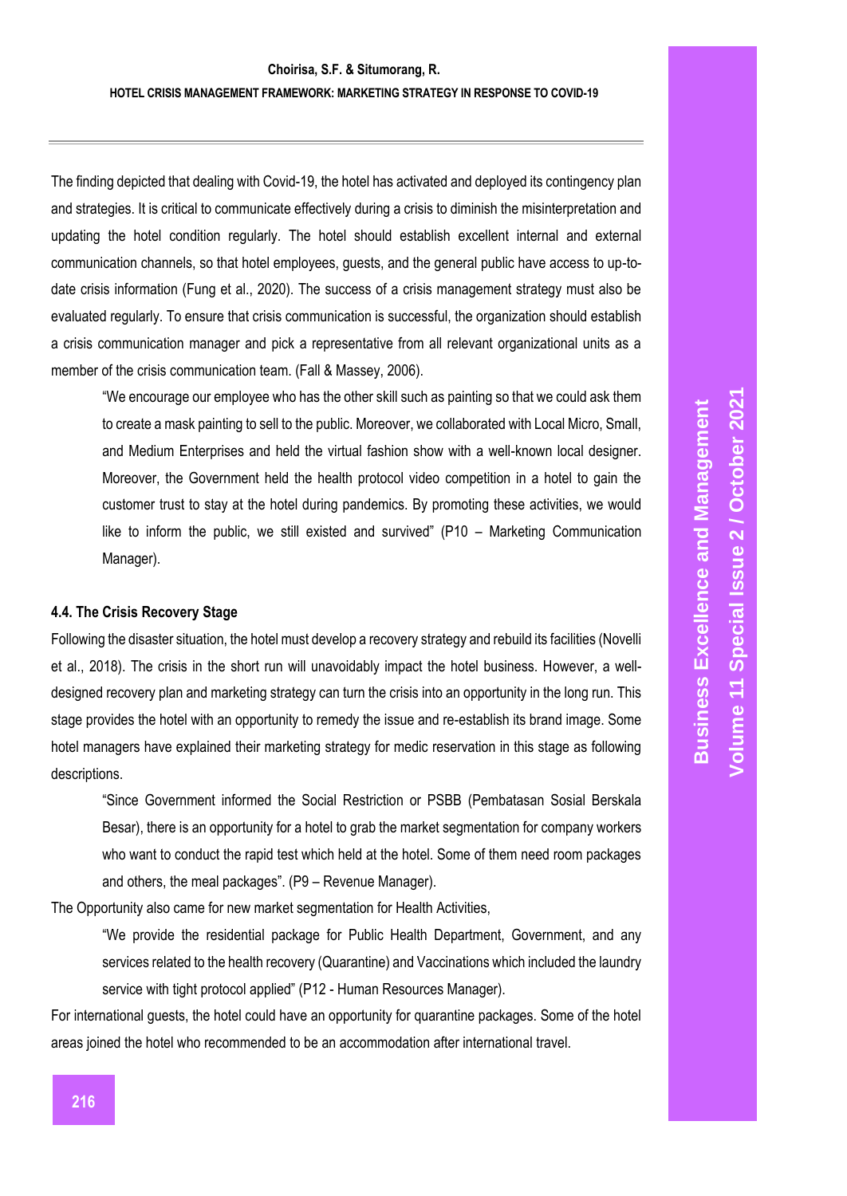The finding depicted that dealing with Covid-19, the hotel has activated and deployed its contingency plan and strategies. It is critical to communicate effectively during a crisis to diminish the misinterpretation and updating the hotel condition regularly. The hotel should establish excellent internal and external communication channels, so that hotel employees, guests, and the general public have access to up-to-date crisis information (Fung et al., 2020). The success of a crisis management strategy must also be evaluated regularly. To ensure that crisis communication is successful, the organization should establish a crisis communication manager and pick a representative from all relevant organizational units as a member of the crisis communication team. (Fall & Massey, 2006).

> "We encourage our employee who has the other skill such as painting so that we could ask them to create a mask painting to sell to the public. Moreover, we collaborated with Local Micro, Small, and Medium Enterprises and held the virtual fashion show with a well-known local designer. Moreover, the Government held the health protocol video competition in a hotel to gain the customer trust to stay at the hotel during pandemics. By promoting these activities, we would like to inform the public, we still existed and survived" (P10 – Marketing Communication Manager).

#### 4.4. The Crisis Recovery Stage

Following the disaster situation, the hotel must develop a recovery strategy and rebuild its facilities (Novelli et al., 2018). The crisis in the short run will unavoidably impact the hotel business. However, a well-designed recovery plan and marketing strategy can turn the crisis into an opportunity in the long run. This stage provides the hotel with an opportunity to remedy the issue and re-establish its brand image. Some hotel managers have explained their marketing strategy for medic reservation in this stage as following descriptions.

> "Since Government informed the Social Restriction or PSBB (Pembatasan Sosial Berskala Besar), there is an opportunity for a hotel to grab the market segmentation for company workers who want to conduct the rapid test which held at the hotel. Some of them need room packages and others, the meal packages". (P9 – Revenue Manager).

The Opportunity also came for new market segmentation for Health Activities,

> "We provide the residential package for Public Health Department, Government, and any services related to the health recovery (Quarantine) and Vaccinations which included the laundry service with tight protocol applied" (P12 - Human Resources Manager).

For international guests, the hotel could have an opportunity for quarantine packages. Some of the hotel areas joined the hotel who recommended to be an accommodation after international travel.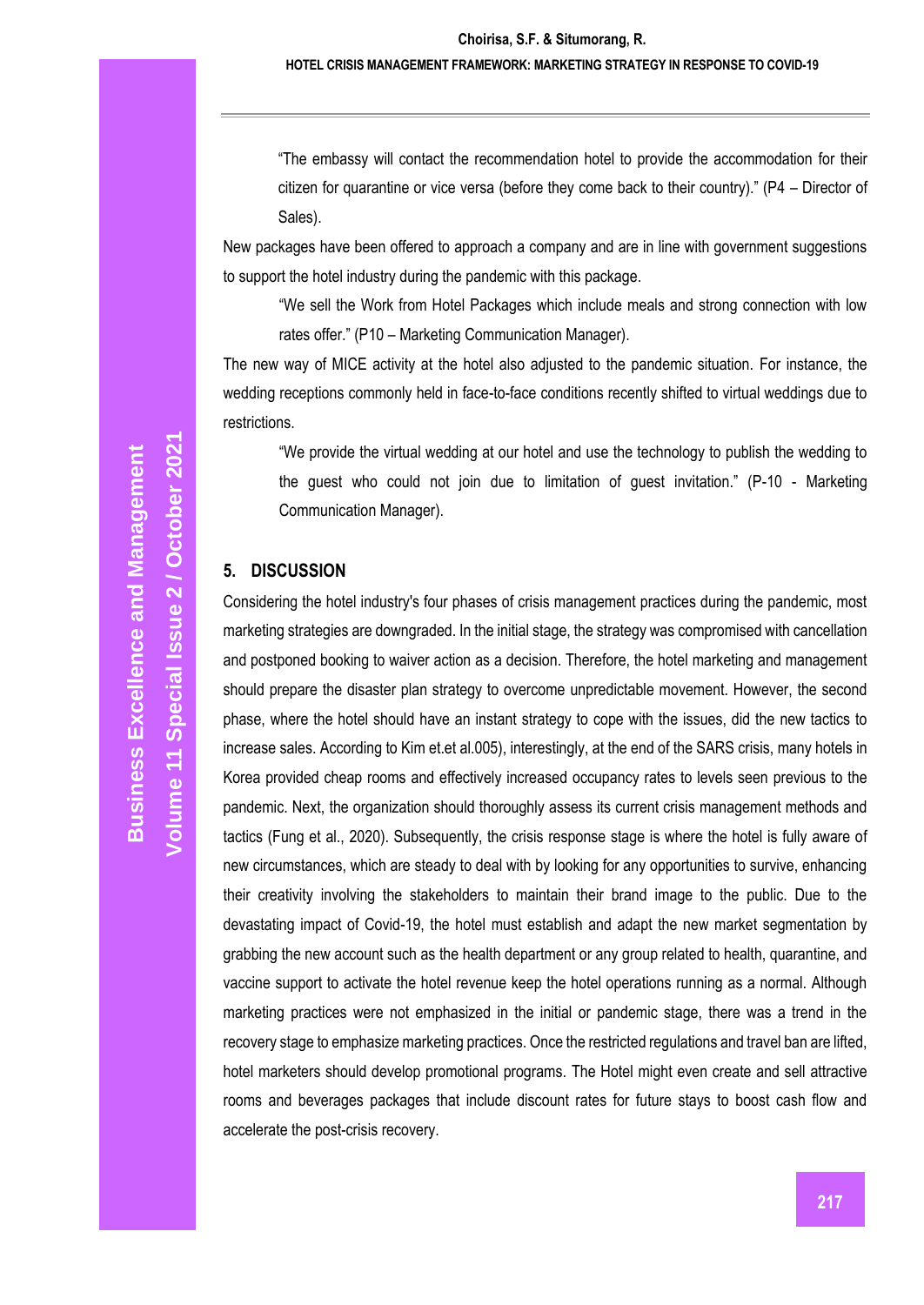> "The embassy will contact the recommendation hotel to provide the accommodation for their citizen for quarantine or vice versa (before they come back to their country)." (P4 – Director of Sales).

New packages have been offered to approach a company and are in line with government suggestions to support the hotel industry during the pandemic with this package.

> "We sell the Work from Hotel Packages which include meals and strong connection with low rates offer." (P10 – Marketing Communication Manager).

The new way of MICE activity at the hotel also adjusted to the pandemic situation. For instance, the wedding receptions commonly held in face-to-face conditions recently shifted to virtual weddings due to restrictions.

> "We provide the virtual wedding at our hotel and use the technology to publish the wedding to the guest who could not join due to limitation of guest invitation." (P-10 - Marketing Communication Manager).

## 5. DISCUSSION

Considering the hotel industry's four phases of crisis management practices during the pandemic, most marketing strategies are downgraded. In the initial stage, the strategy was compromised with cancellation and postponed booking to waiver action as a decision. Therefore, the hotel marketing and management should prepare the disaster plan strategy to overcome unpredictable movement. However, the second phase, where the hotel should have an instant strategy to cope with the issues, did the new tactics to increase sales. According to Kim et.et al.005), interestingly, at the end of the SARS crisis, many hotels in Korea provided cheap rooms and effectively increased occupancy rates to levels seen previous to the pandemic. Next, the organization should thoroughly assess its current crisis management methods and tactics (Fung et al., 2020). Subsequently, the crisis response stage is where the hotel is fully aware of new circumstances, which are steady to deal with by looking for any opportunities to survive, enhancing their creativity involving the stakeholders to maintain their brand image to the public. Due to the devastating impact of Covid-19, the hotel must establish and adapt the new market segmentation by grabbing the new account such as the health department or any group related to health, quarantine, and vaccine support to activate the hotel revenue keep the hotel operations running as a normal. Although marketing practices were not emphasized in the initial or pandemic stage, there was a trend in the recovery stage to emphasize marketing practices. Once the restricted regulations and travel ban are lifted, hotel marketers should develop promotional programs. The Hotel might even create and sell attractive rooms and beverages packages that include discount rates for future stays to boost cash flow and accelerate the post-crisis recovery.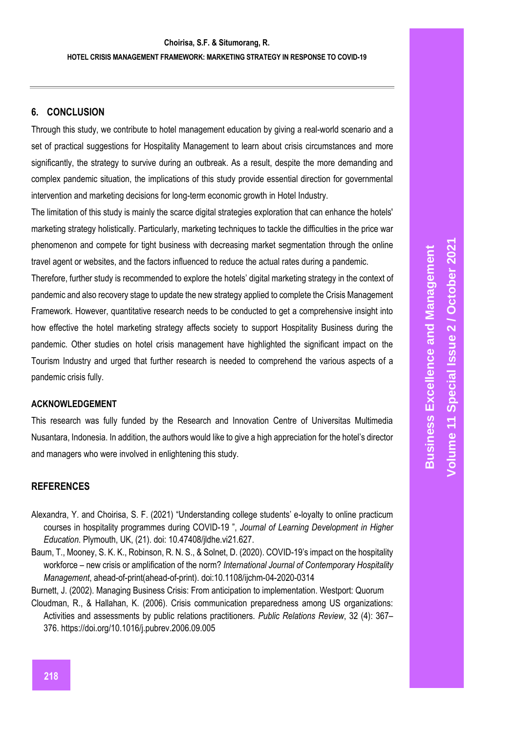## 6. CONCLUSION

Through this study, we contribute to hotel management education by giving a real-world scenario and a set of practical suggestions for Hospitality Management to learn about crisis circumstances and more significantly, the strategy to survive during an outbreak. As a result, despite the more demanding and complex pandemic situation, the implications of this study provide essential direction for governmental intervention and marketing decisions for long-term economic growth in Hotel Industry.

The limitation of this study is mainly the scarce digital strategies exploration that can enhance the hotels' marketing strategy holistically. Particularly, marketing techniques to tackle the difficulties in the price war phenomenon and compete for tight business with decreasing market segmentation through the online travel agent or websites, and the factors influenced to reduce the actual rates during a pandemic.

Therefore, further study is recommended to explore the hotels' digital marketing strategy in the context of pandemic and also recovery stage to update the new strategy applied to complete the Crisis Management Framework. However, quantitative research needs to be conducted to get a comprehensive insight into how effective the hotel marketing strategy affects society to support Hospitality Business during the pandemic. Other studies on hotel crisis management have highlighted the significant impact on the Tourism Industry and urged that further research is needed to comprehend the various aspects of a pandemic crisis fully.

### ACKNOWLEDGEMENT

This research was fully funded by the Research and Innovation Centre of Universitas Multimedia Nusantara, Indonesia. In addition, the authors would like to give a high appreciation for the hotel's director and managers who were involved in enlightening this study.

## REFERENCES

Alexandra, Y. and Choirisa, S. F. (2021) "Understanding college students' e-loyalty to online practicum courses in hospitality programmes during COVID-19 ", *Journal of Learning Development in Higher Education*. Plymouth, UK, (21). doi: 10.47408/jldhe.vi21.627.

Baum, T., Mooney, S. K. K., Robinson, R. N. S., & Solnet, D. (2020). COVID-19's impact on the hospitality workforce – new crisis or amplification of the norm? *International Journal of Contemporary Hospitality Management*, ahead-of-print(ahead-of-print). doi:10.1108/ijchm-04-2020-0314

Burnett, J. (2002). Managing Business Crisis: From anticipation to implementation. Westport: Quorum

Cloudman, R., & Hallahan, K. (2006). Crisis communication preparedness among US organizations: Activities and assessments by public relations practitioners. *Public Relations Review*, 32 (4): 367–376. https://doi.org/10.1016/j.pubrev.2006.09.005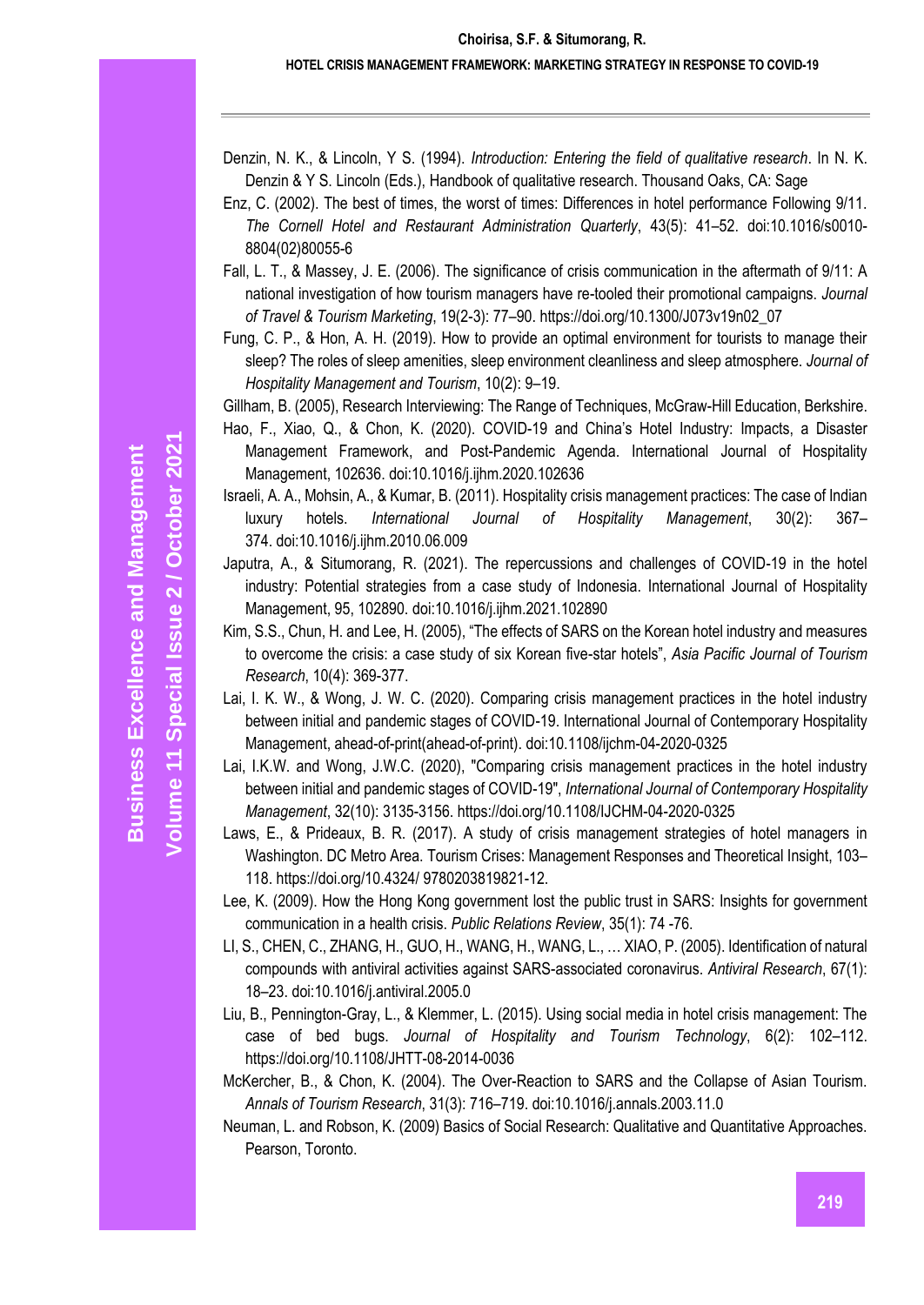Denzin, N. K., & Lincoln, Y S. (1994). *Introduction: Entering the field of qualitative research*. In N. K. Denzin & Y S. Lincoln (Eds.), Handbook of qualitative research. Thousand Oaks, CA: Sage

Enz, C. (2002). The best of times, the worst of times: Differences in hotel performance Following 9/11. *The Cornell Hotel and Restaurant Administration Quarterly*, 43(5): 41–52. doi:10.1016/s0010-8804(02)80055-6

Fall, L. T., & Massey, J. E. (2006). The significance of crisis communication in the aftermath of 9/11: A national investigation of how tourism managers have re-tooled their promotional campaigns. *Journal of Travel & Tourism Marketing*, 19(2-3): 77–90. https://doi.org/10.1300/J073v19n02_07

Fung, C. P., & Hon, A. H. (2019). How to provide an optimal environment for tourists to manage their sleep? The roles of sleep amenities, sleep environment cleanliness and sleep atmosphere. *Journal of Hospitality Management and Tourism*, 10(2): 9–19.

Gillham, B. (2005), Research Interviewing: The Range of Techniques, McGraw-Hill Education, Berkshire.

Hao, F., Xiao, Q., & Chon, K. (2020). COVID-19 and China's Hotel Industry: Impacts, a Disaster Management Framework, and Post-Pandemic Agenda. International Journal of Hospitality Management, 102636. doi:10.1016/j.ijhm.2020.102636

Israeli, A. A., Mohsin, A., & Kumar, B. (2011). Hospitality crisis management practices: The case of Indian luxury hotels. *International Journal of Hospitality Management*, 30(2): 367–374. doi:10.1016/j.ijhm.2010.06.009

Japutra, A., & Situmorang, R. (2021). The repercussions and challenges of COVID-19 in the hotel industry: Potential strategies from a case study of Indonesia. International Journal of Hospitality Management, 95, 102890. doi:10.1016/j.ijhm.2021.102890

Kim, S.S., Chun, H. and Lee, H. (2005), "The effects of SARS on the Korean hotel industry and measures to overcome the crisis: a case study of six Korean five-star hotels", *Asia Pacific Journal of Tourism Research*, 10(4): 369-377.

Lai, I. K. W., & Wong, J. W. C. (2020). Comparing crisis management practices in the hotel industry between initial and pandemic stages of COVID-19. International Journal of Contemporary Hospitality Management, ahead-of-print(ahead-of-print). doi:10.1108/ijchm-04-2020-0325

Lai, I.K.W. and Wong, J.W.C. (2020), "Comparing crisis management practices in the hotel industry between initial and pandemic stages of COVID-19", *International Journal of Contemporary Hospitality Management*, 32(10): 3135-3156. https://doi.org/10.1108/IJCHM-04-2020-0325

Laws, E., & Prideaux, B. R. (2017). A study of crisis management strategies of hotel managers in Washington. DC Metro Area. Tourism Crises: Management Responses and Theoretical Insight, 103–118. https://doi.org/10.4324/ 9780203819821-12.

Lee, K. (2009). How the Hong Kong government lost the public trust in SARS: Insights for government communication in a health crisis. *Public Relations Review*, 35(1): 74 -76.

LI, S., CHEN, C., ZHANG, H., GUO, H., WANG, H., WANG, L., … XIAO, P. (2005). Identification of natural compounds with antiviral activities against SARS-associated coronavirus. *Antiviral Research*, 67(1): 18–23. doi:10.1016/j.antiviral.2005.0

Liu, B., Pennington-Gray, L., & Klemmer, L. (2015). Using social media in hotel crisis management: The case of bed bugs. *Journal of Hospitality and Tourism Technology*, 6(2): 102–112. https://doi.org/10.1108/JHTT-08-2014-0036

McKercher, B., & Chon, K. (2004). The Over-Reaction to SARS and the Collapse of Asian Tourism. *Annals of Tourism Research*, 31(3): 716–719. doi:10.1016/j.annals.2003.11.0

Neuman, L. and Robson, K. (2009) Basics of Social Research: Qualitative and Quantitative Approaches. Pearson, Toronto.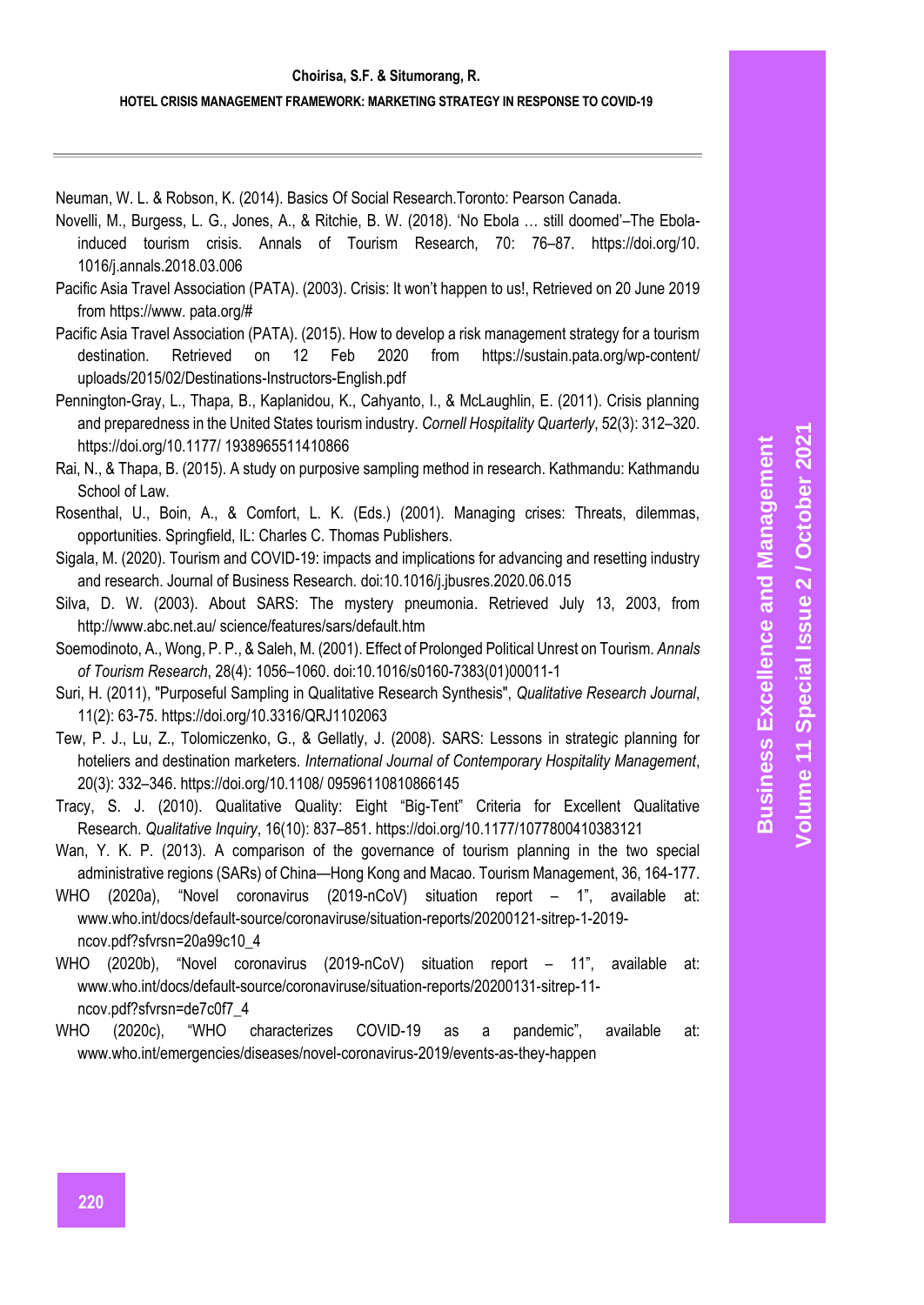Neuman, W. L. & Robson, K. (2014). Basics Of Social Research.Toronto: Pearson Canada.

Novelli, M., Burgess, L. G., Jones, A., & Ritchie, B. W. (2018). 'No Ebola … still doomed'–The Ebola-induced tourism crisis. Annals of Tourism Research, 70: 76–87. https://doi.org/10. 1016/j.annals.2018.03.006

Pacific Asia Travel Association (PATA). (2003). Crisis: It won't happen to us!, Retrieved on 20 June 2019 from https://www. pata.org/#

Pacific Asia Travel Association (PATA). (2015). How to develop a risk management strategy for a tourism destination. Retrieved on 12 Feb 2020 from https://sustain.pata.org/wp-content/ uploads/2015/02/Destinations-Instructors-English.pdf

Pennington-Gray, L., Thapa, B., Kaplanidou, K., Cahyanto, I., & McLaughlin, E. (2011). Crisis planning and preparedness in the United States tourism industry. *Cornell Hospitality Quarterly*, 52(3): 312–320. https://doi.org/10.1177/ 1938965511410866

Rai, N., & Thapa, B. (2015). A study on purposive sampling method in research. Kathmandu: Kathmandu School of Law.

Rosenthal, U., Boin, A., & Comfort, L. K. (Eds.) (2001). Managing crises: Threats, dilemmas, opportunities. Springfield, IL: Charles C. Thomas Publishers.

Sigala, M. (2020). Tourism and COVID-19: impacts and implications for advancing and resetting industry and research. Journal of Business Research. doi:10.1016/j.jbusres.2020.06.015

Silva, D. W. (2003). About SARS: The mystery pneumonia. Retrieved July 13, 2003, from http://www.abc.net.au/ science/features/sars/default.htm

Soemodinoto, A., Wong, P. P., & Saleh, M. (2001). Effect of Prolonged Political Unrest on Tourism. *Annals of Tourism Research*, 28(4): 1056–1060. doi:10.1016/s0160-7383(01)00011-1

Suri, H. (2011), "Purposeful Sampling in Qualitative Research Synthesis", *Qualitative Research Journal*, 11(2): 63-75. https://doi.org/10.3316/QRJ1102063

Tew, P. J., Lu, Z., Tolomiczenko, G., & Gellatly, J. (2008). SARS: Lessons in strategic planning for hoteliers and destination marketers. *International Journal of Contemporary Hospitality Management*, 20(3): 332–346. https://doi.org/10.1108/ 09596110810866145

Tracy, S. J. (2010). Qualitative Quality: Eight "Big-Tent" Criteria for Excellent Qualitative Research. *Qualitative Inquiry*, 16(10): 837–851. https://doi.org/10.1177/1077800410383121

Wan, Y. K. P. (2013). A comparison of the governance of tourism planning in the two special administrative regions (SARs) of China—Hong Kong and Macao. Tourism Management, 36, 164-177.

WHO (2020a), "Novel coronavirus (2019-nCoV) situation report – 1", available at: www.who.int/docs/default-source/coronaviruse/situation-reports/20200121-sitrep-1-2019-ncov.pdf?sfvrsn=20a99c10_4

WHO (2020b), "Novel coronavirus (2019-nCoV) situation report – 11", available at: www.who.int/docs/default-source/coronaviruse/situation-reports/20200131-sitrep-11-ncov.pdf?sfvrsn=de7c0f7_4

WHO (2020c), "WHO characterizes COVID-19 as a pandemic", available at: www.who.int/emergencies/diseases/novel-coronavirus-2019/events-as-they-happen